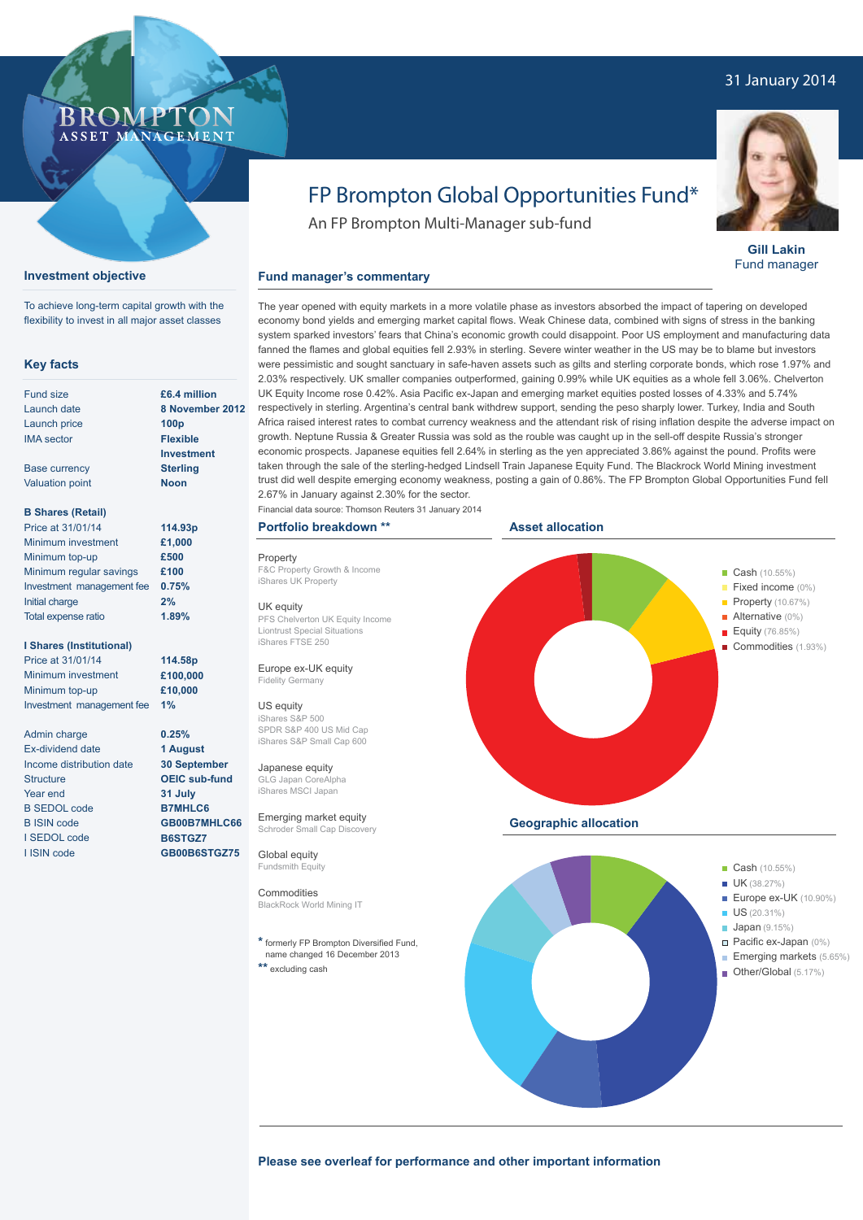31 January 2014

BROMPTON
ASSET MANAGEMENT

# FP Brompton Global Opportunities Fund*

An FP Brompton Multi-Manager sub-fund

**Gill Lakin**
Fund manager

## Investment objective

To achieve long-term capital growth with the flexibility to invest in all major asset classes

## Key facts

| | |
|---|---|
| Fund size | **£6.4 million** |
| Launch date | **8 November 2012** |
| Launch price | **100p** |
| IMA sector | **Flexible Investment** |
| Base currency | **Sterling** |
| Valuation point | **Noon** |

**B Shares (Retail)**

| | |
|---|---|
| Price at 31/01/14 | **114.93p** |
| Minimum investment | **£1,000** |
| Minimum top-up | **£500** |
| Minimum regular savings | **£100** |
| Investment management fee | **0.75%** |
| Initial charge | **2%** |
| Total expense ratio | **1.89%** |

**I Shares (Institutional)**

| | |
|---|---|
| Price at 31/01/14 | **114.58p** |
| Minimum investment | **£100,000** |
| Minimum top-up | **£10,000** |
| Investment management fee | **1%** |

| | |
|---|---|
| Admin charge | **0.25%** |
| Ex-dividend date | **1 August** |
| Income distribution date | **30 September** |
| Structure | **OEIC sub-fund** |
| Year end | **31 July** |
| B SEDOL code | **B7MHLC6** |
| B ISIN code | **GB00B7MHLC66** |
| I SEDOL code | **B6STGZ7** |
| I ISIN code | **GB00B6STGZ75** |

## Fund manager's commentary

The year opened with equity markets in a more volatile phase as investors absorbed the impact of tapering on developed economy bond yields and emerging market capital flows. Weak Chinese data, combined with signs of stress in the banking system sparked investors' fears that China's economic growth could disappoint. Poor US employment and manufacturing data fanned the flames and global equities fell 2.93% in sterling. Severe winter weather in the US may be to blame but investors were pessimistic and sought sanctuary in safe-haven assets such as gilts and sterling corporate bonds, which rose 1.97% and 2.03% respectively. UK smaller companies outperformed, gaining 0.99% while UK equities as a whole fell 3.06%. Chelverton UK Equity Income rose 0.42%. Asia Pacific ex-Japan and emerging market equities posted losses of 4.33% and 5.74% respectively in sterling. Argentina's central bank withdrew support, sending the peso sharply lower. Turkey, India and South Africa raised interest rates to combat currency weakness and the attendant risk of rising inflation despite the adverse impact on growth. Neptune Russia & Greater Russia was sold as the rouble was caught up in the sell-off despite Russia's stronger economic prospects. Japanese equities fell 2.64% in sterling as the yen appreciated 3.86% against the pound. Profits were taken through the sale of the sterling-hedged Lindsell Train Japanese Equity Fund. The Blackrock World Mining investment trust did well despite emerging economy weakness, posting a gain of 0.86%. The FP Brompton Global Opportunities Fund fell 2.67% in January against 2.30% for the sector.

Financial data source: Thomson Reuters 31 January 2014

## Portfolio breakdown **

**Property**
F&C Property Growth & Income
iShares UK Property

**UK equity**
PFS Chelverton UK Equity Income
Liontrust Special Situations
iShares FTSE 250

**Europe ex-UK equity**
Fidelity Germany

**US equity**
iShares S&P 500
SPDR S&P 400 US Mid Cap
iShares S&P Small Cap 600

**Japanese equity**
GLG Japan CoreAlpha
iShares MSCI Japan

**Emerging market equity**
Schroder Small Cap Discovery

**Global equity**
Fundsmith Equity

**Commodities**
BlackRock World Mining IT

\* formerly FP Brompton Diversified Fund, name changed 16 December 2013
** excluding cash

## Asset allocation

- Cash (10.55%)
- Fixed income (0%)
- Property (10.67%)
- Alternative (0%)
- Equity (76.85%)
- Commodities (1.93%)

## Geographic allocation

- Cash (10.55%)
- UK (38.27%)
- Europe ex-UK (10.90%)
- US (20.31%)
- Japan (9.15%)
- Pacific ex-Japan (0%)
- Emerging markets (5.65%)
- Other/Global (5.17%)

**Please see overleaf for performance and other important information**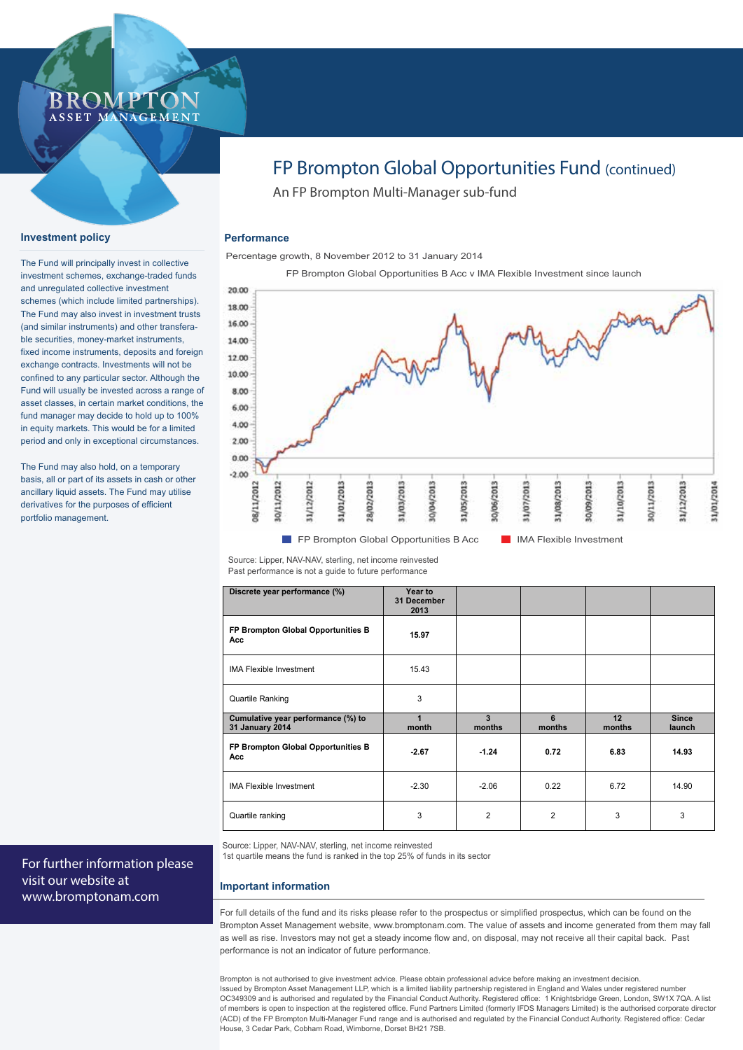# FP Brompton Global Opportunities Fund (continued)

An FP Brompton Multi-Manager sub-fund

## Investment policy

The Fund will principally invest in collective investment schemes, exchange-traded funds and unregulated collective investment schemes (which include limited partnerships). The Fund may also invest in investment trusts (and similar instruments) and other transferable securities, money-market instruments, fixed income instruments, deposits and foreign exchange contracts. Investments will not be confined to any particular sector. Although the Fund will usually be invested across a range of asset classes, in certain market conditions, the fund manager may decide to hold up to 100% in equity markets. This would be for a limited period and only in exceptional circumstances.

The Fund may also hold, on a temporary basis, all or part of its assets in cash or other ancillary liquid assets. The Fund utilise derivatives for the purposes of efficient portfolio management.

For further information please visit our website at www.bromptonam.com

## Performance

Percentage growth, 8 November 2012 to 31 January 2014

FP Brompton Global Opportunities B Acc v IMA Flexible Investment since launch

20.00
18.00
16.00
14.00
12.00
10.00
8.00
6.00
4.00
2.00
0.00
-2.00

08/11/2012
30/11/2012
31/12/2012
31/01/2013
28/02/2013
31/03/2013
30/04/2013
31/05/2013
30/06/2013
31/07/2013
31/08/2013
30/09/2013
31/10/2013
30/11/2013
31/12/2013
31/01/2014

FP Brompton Global Opportunities B Acc
IMA Flexible Investment

Source: Lipper, NAV-NAV, sterling, net income reinvested
Past performance is not a guide to future performance

| Discrete year performance (%) | Year to 31 December 2013 | | | | |
|---|---|---|---|---|---|
| **FP Brompton Global Opportunities B Acc** | **15.97** | | | | |
| IMA Flexible Investment | 15.43 | | | | |
| Quartile Ranking | 3 | | | | |
| **Cumulative year performance (%) to 31 January 2014** | **1 month** | **3 months** | **6 months** | **12 months** | **Since launch** |
| **FP Brompton Global Opportunities B Acc** | **-2.67** | **-1.24** | **0.72** | **6.83** | **14.93** |
| IMA Flexible Investment | -2.30 | -2.06 | 0.22 | 6.72 | 14.90 |
| Quartile ranking | 3 | 2 | 2 | 3 | 3 |

Source: Lipper, NAV-NAV, sterling, net income reinvested
1st quartile means the fund is ranked in the top 25% of funds in its sector

## Important information

For full details of the fund and its risks please refer to the prospectus or simplified prospectus, which can be found on the Brompton Asset Management website, www.bromptonam.com. The value of assets and income generated from them may fall as well as rise. Investors may not get a steady income flow and, on disposal, may not receive all their capital back. Past performance is not an indicator of future performance.

Brompton is not authorised to give investment advice. Please obtain professional advice before making an investment decision. Issued by Brompton Asset Management LLP, which is a limited liability partnership registered in England and Wales under registered number OC349309 and is authorised and regulated by the Financial Conduct Authority. Registered office: 1 Knightsbridge Green, London, SW1X 7QA. A list of members is open to inspection at the registered office. Fund Partners Limited (formerly IFDS Managers Limited) is the authorised corporate director (ACD) of the FP Brompton Multi-Manager Fund range and is authorised and regulated by the Financial Conduct Authority. Registered office: Cedar House, 3 Cedar Park, Cobham Road, Wimborne, Dorset BH21 7SB.